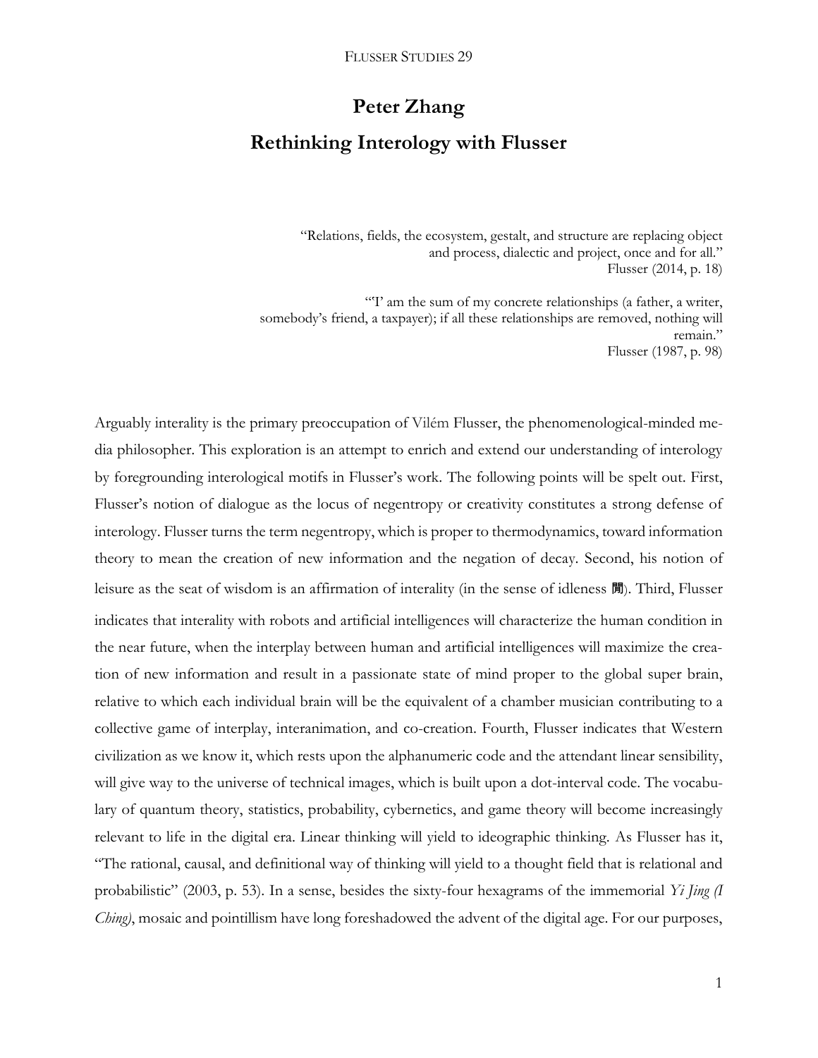# Peter Zhang

## Rethinking Interology with Flusser

> "Relations, fields, the ecosystem, gestalt, and structure are replacing object and process, dialectic and project, once and for all."
> Flusser (2014, p. 18)

> "'I' am the sum of my concrete relationships (a father, a writer, somebody's friend, a taxpayer); if all these relationships are removed, nothing will remain."
> Flusser (1987, p. 98)

Arguably interality is the primary preoccupation of Vilém Flusser, the phenomenological-minded media philosopher. This exploration is an attempt to enrich and extend our understanding of interology by foregrounding interological motifs in Flusser's work. The following points will be spelt out. First, Flusser's notion of dialogue as the locus of negentropy or creativity constitutes a strong defense of interology. Flusser turns the term negentropy, which is proper to thermodynamics, toward information theory to mean the creation of new information and the negation of decay. Second, his notion of leisure as the seat of wisdom is an affirmation of interality (in the sense of idleness 閒). Third, Flusser indicates that interality with robots and artificial intelligences will characterize the human condition in the near future, when the interplay between human and artificial intelligences will maximize the creation of new information and result in a passionate state of mind proper to the global super brain, relative to which each individual brain will be the equivalent of a chamber musician contributing to a collective game of interplay, interanimation, and co-creation. Fourth, Flusser indicates that Western civilization as we know it, which rests upon the alphanumeric code and the attendant linear sensibility, will give way to the universe of technical images, which is built upon a dot-interval code. The vocabulary of quantum theory, statistics, probability, cybernetics, and game theory will become increasingly relevant to life in the digital era. Linear thinking will yield to ideographic thinking. As Flusser has it, "The rational, causal, and definitional way of thinking will yield to a thought field that is relational and probabilistic" (2003, p. 53). In a sense, besides the sixty-four hexagrams of the immemorial *Yi Jing (I Ching)*, mosaic and pointillism have long foreshadowed the advent of the digital age. For our purposes,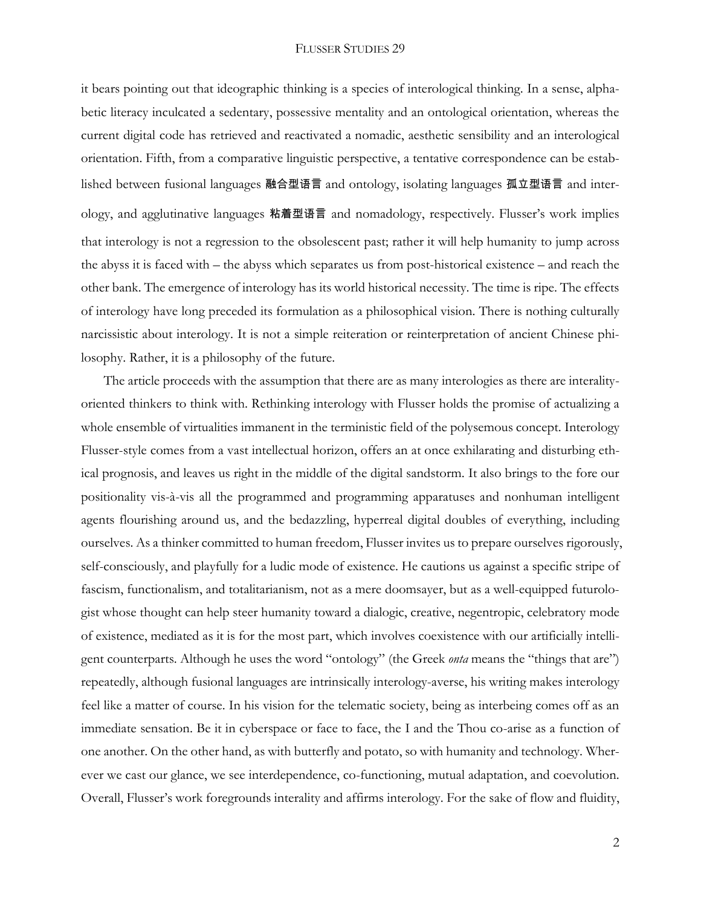it bears pointing out that ideographic thinking is a species of interological thinking. In a sense, alphabetic literacy inculcated a sedentary, possessive mentality and an ontological orientation, whereas the current digital code has retrieved and reactivated a nomadic, aesthetic sensibility and an interological orientation. Fifth, from a comparative linguistic perspective, a tentative correspondence can be established between fusional languages **融合型语言** and ontology, isolating languages **孤立型语言** and interology, and agglutinative languages **粘着型语言** and nomadology, respectively. Flusser's work implies that interology is not a regression to the obsolescent past; rather it will help humanity to jump across the abyss it is faced with – the abyss which separates us from post-historical existence – and reach the other bank. The emergence of interology has its world historical necessity. The time is ripe. The effects of interology have long preceded its formulation as a philosophical vision. There is nothing culturally narcissistic about interology. It is not a simple reiteration or reinterpretation of ancient Chinese philosophy. Rather, it is a philosophy of the future.

The article proceeds with the assumption that there are as many interologies as there are interality-oriented thinkers to think with. Rethinking interology with Flusser holds the promise of actualizing a whole ensemble of virtualities immanent in the terministic field of the polysemous concept. Interology Flusser-style comes from a vast intellectual horizon, offers an at once exhilarating and disturbing ethical prognosis, and leaves us right in the middle of the digital sandstorm. It also brings to the fore our positionality vis-à-vis all the programmed and programming apparatuses and nonhuman intelligent agents flourishing around us, and the bedazzling, hyperreal digital doubles of everything, including ourselves. As a thinker committed to human freedom, Flusser invites us to prepare ourselves rigorously, self-consciously, and playfully for a ludic mode of existence. He cautions us against a specific stripe of fascism, functionalism, and totalitarianism, not as a mere doomsayer, but as a well-equipped futurologist whose thought can help steer humanity toward a dialogic, creative, negentropic, celebratory mode of existence, mediated as it is for the most part, which involves coexistence with our artificially intelligent counterparts. Although he uses the word "ontology" (the Greek *onta* means the "things that are") repeatedly, although fusional languages are intrinsically interology-averse, his writing makes interology feel like a matter of course. In his vision for the telematic society, being as interbeing comes off as an immediate sensation. Be it in cyberspace or face to face, the I and the Thou co-arise as a function of one another. On the other hand, as with butterfly and potato, so with humanity and technology. Wherever we cast our glance, we see interdependence, co-functioning, mutual adaptation, and coevolution. Overall, Flusser's work foregrounds interality and affirms interology. For the sake of flow and fluidity,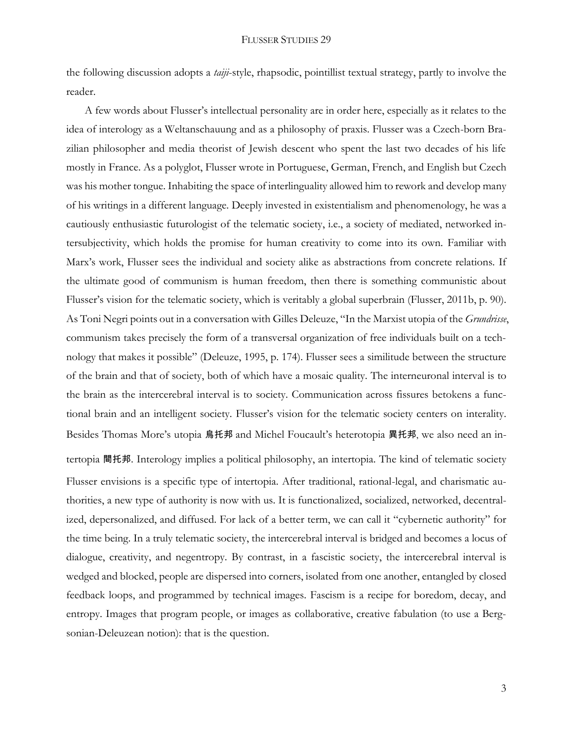the following discussion adopts a *taiji*-style, rhapsodic, pointillist textual strategy, partly to involve the reader.

A few words about Flusser's intellectual personality are in order here, especially as it relates to the idea of interology as a Weltanschauung and as a philosophy of praxis. Flusser was a Czech-born Brazilian philosopher and media theorist of Jewish descent who spent the last two decades of his life mostly in France. As a polyglot, Flusser wrote in Portuguese, German, French, and English but Czech was his mother tongue. Inhabiting the space of interlinguality allowed him to rework and develop many of his writings in a different language. Deeply invested in existentialism and phenomenology, he was a cautiously enthusiastic futurologist of the telematic society, i.e., a society of mediated, networked intersubjectivity, which holds the promise for human creativity to come into its own. Familiar with Marx's work, Flusser sees the individual and society alike as abstractions from concrete relations. If the ultimate good of communism is human freedom, then there is something communistic about Flusser's vision for the telematic society, which is veritably a global superbrain (Flusser, 2011b, p. 90). As Toni Negri points out in a conversation with Gilles Deleuze, "In the Marxist utopia of the *Grundrisse*, communism takes precisely the form of a transversal organization of free individuals built on a technology that makes it possible" (Deleuze, 1995, p. 174). Flusser sees a similitude between the structure of the brain and that of society, both of which have a mosaic quality. The interneuronal interval is to the brain as the intercerebral interval is to society. Communication across fissures betokens a functional brain and an intelligent society. Flusser's vision for the telematic society centers on interality. Besides Thomas More's utopia 烏托邦 and Michel Foucault's heterotopia 異托邦, we also need an intertopia 間托邦. Interology implies a political philosophy, an intertopia. The kind of telematic society Flusser envisions is a specific type of intertopia. After traditional, rational-legal, and charismatic authorities, a new type of authority is now with us. It is functionalized, socialized, networked, decentralized, depersonalized, and diffused. For lack of a better term, we can call it "cybernetic authority" for the time being. In a truly telematic society, the intercerebral interval is bridged and becomes a locus of dialogue, creativity, and negentropy. By contrast, in a fascistic society, the intercerebral interval is wedged and blocked, people are dispersed into corners, isolated from one another, entangled by closed feedback loops, and programmed by technical images. Fascism is a recipe for boredom, decay, and entropy. Images that program people, or images as collaborative, creative fabulation (to use a Bergsonian-Deleuzean notion): that is the question.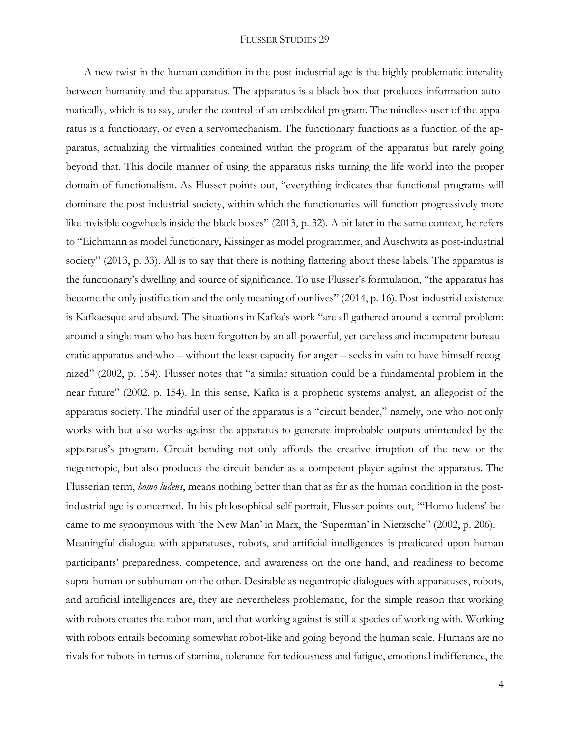A new twist in the human condition in the post-industrial age is the highly problematic interality between humanity and the apparatus. The apparatus is a black box that produces information automatically, which is to say, under the control of an embedded program. The mindless user of the apparatus is a functionary, or even a servomechanism. The functionary functions as a function of the apparatus, actualizing the virtualities contained within the program of the apparatus but rarely going beyond that. This docile manner of using the apparatus risks turning the life world into the proper domain of functionalism. As Flusser points out, "everything indicates that functional programs will dominate the post-industrial society, within which the functionaries will function progressively more like invisible cogwheels inside the black boxes" (2013, p. 32). A bit later in the same context, he refers to "Eichmann as model functionary, Kissinger as model programmer, and Auschwitz as post-industrial society" (2013, p. 33). All is to say that there is nothing flattering about these labels. The apparatus is the functionary's dwelling and source of significance. To use Flusser's formulation, "the apparatus has become the only justification and the only meaning of our lives" (2014, p. 16). Post-industrial existence is Kafkaesque and absurd. The situations in Kafka's work "are all gathered around a central problem: around a single man who has been forgotten by an all-powerful, yet careless and incompetent bureaucratic apparatus and who – without the least capacity for anger – seeks in vain to have himself recognized" (2002, p. 154). Flusser notes that "a similar situation could be a fundamental problem in the near future" (2002, p. 154). In this sense, Kafka is a prophetic systems analyst, an allegorist of the apparatus society. The mindful user of the apparatus is a "circuit bender," namely, one who not only works with but also works against the apparatus to generate improbable outputs unintended by the apparatus's program. Circuit bending not only affords the creative irruption of the new or the negentropic, but also produces the circuit bender as a competent player against the apparatus. The Flusserian term, *homo ludens*, means nothing better than that as far as the human condition in the post-industrial age is concerned. In his philosophical self-portrait, Flusser points out, "'Homo ludens' became to me synonymous with 'the New Man' in Marx, the 'Superman' in Nietzsche" (2002, p. 206).

Meaningful dialogue with apparatuses, robots, and artificial intelligences is predicated upon human participants' preparedness, competence, and awareness on the one hand, and readiness to become supra-human or subhuman on the other. Desirable as negentropic dialogues with apparatuses, robots, and artificial intelligences are, they are nevertheless problematic, for the simple reason that working with robots creates the robot man, and that working against is still a species of working with. Working with robots entails becoming somewhat robot-like and going beyond the human scale. Humans are no rivals for robots in terms of stamina, tolerance for tediousness and fatigue, emotional indifference, the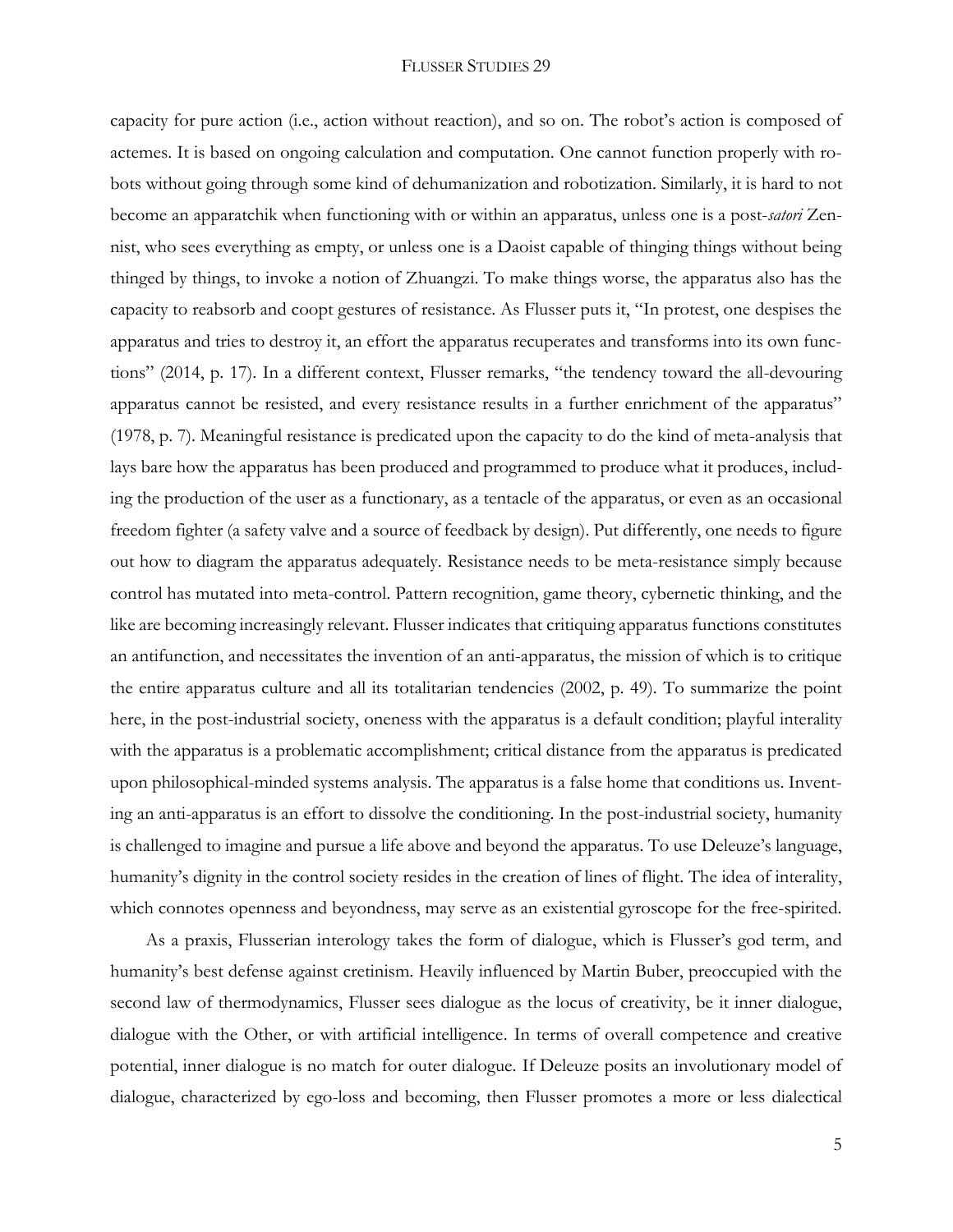capacity for pure action (i.e., action without reaction), and so on. The robot's action is composed of actemes. It is based on ongoing calculation and computation. One cannot function properly with robots without going through some kind of dehumanization and robotization. Similarly, it is hard to not become an apparatchik when functioning with or within an apparatus, unless one is a post-*satori* Zennist, who sees everything as empty, or unless one is a Daoist capable of thinging things without being thinged by things, to invoke a notion of Zhuangzi. To make things worse, the apparatus also has the capacity to reabsorb and coopt gestures of resistance. As Flusser puts it, "In protest, one despises the apparatus and tries to destroy it, an effort the apparatus recuperates and transforms into its own functions" (2014, p. 17). In a different context, Flusser remarks, "the tendency toward the all-devouring apparatus cannot be resisted, and every resistance results in a further enrichment of the apparatus" (1978, p. 7). Meaningful resistance is predicated upon the capacity to do the kind of meta-analysis that lays bare how the apparatus has been produced and programmed to produce what it produces, including the production of the user as a functionary, as a tentacle of the apparatus, or even as an occasional freedom fighter (a safety valve and a source of feedback by design). Put differently, one needs to figure out how to diagram the apparatus adequately. Resistance needs to be meta-resistance simply because control has mutated into meta-control. Pattern recognition, game theory, cybernetic thinking, and the like are becoming increasingly relevant. Flusser indicates that critiquing apparatus functions constitutes an antifunction, and necessitates the invention of an anti-apparatus, the mission of which is to critique the entire apparatus culture and all its totalitarian tendencies (2002, p. 49). To summarize the point here, in the post-industrial society, oneness with the apparatus is a default condition; playful interality with the apparatus is a problematic accomplishment; critical distance from the apparatus is predicated upon philosophical-minded systems analysis. The apparatus is a false home that conditions us. Inventing an anti-apparatus is an effort to dissolve the conditioning. In the post-industrial society, humanity is challenged to imagine and pursue a life above and beyond the apparatus. To use Deleuze's language, humanity's dignity in the control society resides in the creation of lines of flight. The idea of interality, which connotes openness and beyondness, may serve as an existential gyroscope for the free-spirited.

As a praxis, Flusserian interology takes the form of dialogue, which is Flusser's god term, and humanity's best defense against cretinism. Heavily influenced by Martin Buber, preoccupied with the second law of thermodynamics, Flusser sees dialogue as the locus of creativity, be it inner dialogue, dialogue with the Other, or with artificial intelligence. In terms of overall competence and creative potential, inner dialogue is no match for outer dialogue. If Deleuze posits an involutionary model of dialogue, characterized by ego-loss and becoming, then Flusser promotes a more or less dialectical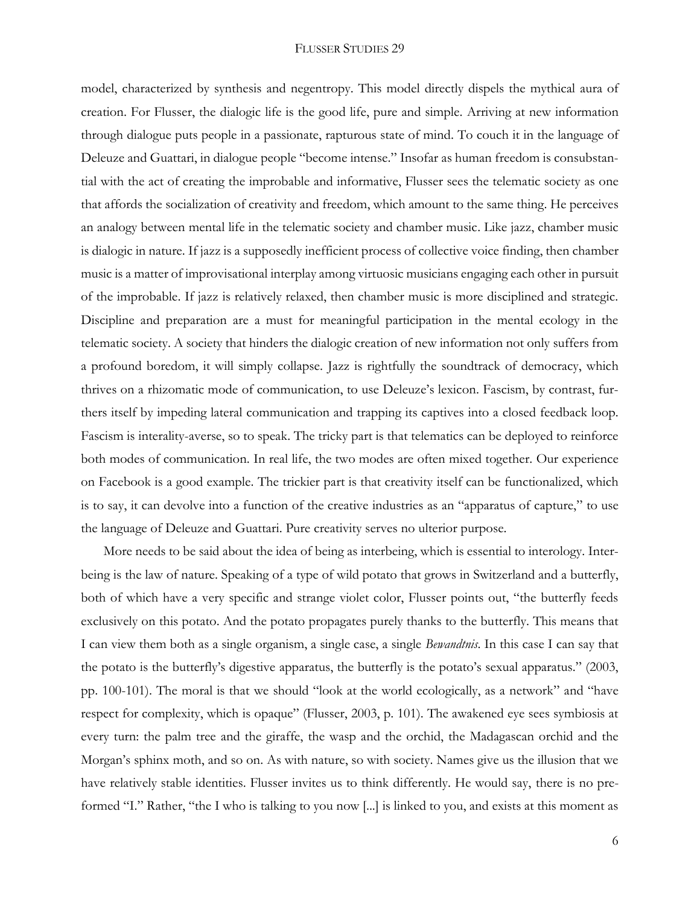model, characterized by synthesis and negentropy. This model directly dispels the mythical aura of creation. For Flusser, the dialogic life is the good life, pure and simple. Arriving at new information through dialogue puts people in a passionate, rapturous state of mind. To couch it in the language of Deleuze and Guattari, in dialogue people "become intense." Insofar as human freedom is consubstantial with the act of creating the improbable and informative, Flusser sees the telematic society as one that affords the socialization of creativity and freedom, which amount to the same thing. He perceives an analogy between mental life in the telematic society and chamber music. Like jazz, chamber music is dialogic in nature. If jazz is a supposedly inefficient process of collective voice finding, then chamber music is a matter of improvisational interplay among virtuosic musicians engaging each other in pursuit of the improbable. If jazz is relatively relaxed, then chamber music is more disciplined and strategic. Discipline and preparation are a must for meaningful participation in the mental ecology in the telematic society. A society that hinders the dialogic creation of new information not only suffers from a profound boredom, it will simply collapse. Jazz is rightfully the soundtrack of democracy, which thrives on a rhizomatic mode of communication, to use Deleuze's lexicon. Fascism, by contrast, furthers itself by impeding lateral communication and trapping its captives into a closed feedback loop. Fascism is interality-averse, so to speak. The tricky part is that telematics can be deployed to reinforce both modes of communication. In real life, the two modes are often mixed together. Our experience on Facebook is a good example. The trickier part is that creativity itself can be functionalized, which is to say, it can devolve into a function of the creative industries as an "apparatus of capture," to use the language of Deleuze and Guattari. Pure creativity serves no ulterior purpose.

More needs to be said about the idea of being as interbeing, which is essential to interology. Interbeing is the law of nature. Speaking of a type of wild potato that grows in Switzerland and a butterfly, both of which have a very specific and strange violet color, Flusser points out, "the butterfly feeds exclusively on this potato. And the potato propagates purely thanks to the butterfly. This means that I can view them both as a single organism, a single case, a single *Bewandtnis*. In this case I can say that the potato is the butterfly's digestive apparatus, the butterfly is the potato's sexual apparatus." (2003, pp. 100-101). The moral is that we should "look at the world ecologically, as a network" and "have respect for complexity, which is opaque" (Flusser, 2003, p. 101). The awakened eye sees symbiosis at every turn: the palm tree and the giraffe, the wasp and the orchid, the Madagascan orchid and the Morgan's sphinx moth, and so on. As with nature, so with society. Names give us the illusion that we have relatively stable identities. Flusser invites us to think differently. He would say, there is no preformed "I." Rather, "the I who is talking to you now [...] is linked to you, and exists at this moment as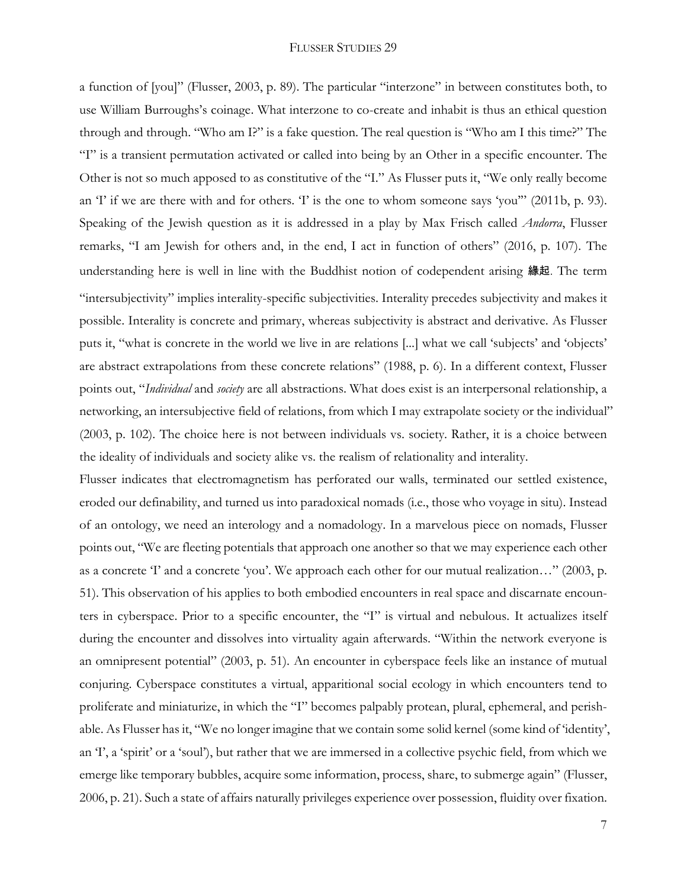a function of [you]" (Flusser, 2003, p. 89). The particular "interzone" in between constitutes both, to use William Burroughs's coinage. What interzone to co-create and inhabit is thus an ethical question through and through. "Who am I?" is a fake question. The real question is "Who am I this time?" The "I" is a transient permutation activated or called into being by an Other in a specific encounter. The Other is not so much apposed to as constitutive of the "I." As Flusser puts it, "We only really become an 'I' if we are there with and for others. 'I' is the one to whom someone says 'you'" (2011b, p. 93). Speaking of the Jewish question as it is addressed in a play by Max Frisch called *Andorra*, Flusser remarks, "I am Jewish for others and, in the end, I act in function of others" (2016, p. 107). The understanding here is well in line with the Buddhist notion of codependent arising **縁起**. The term "intersubjectivity" implies interality-specific subjectivities. Interality precedes subjectivity and makes it possible. Interality is concrete and primary, whereas subjectivity is abstract and derivative. As Flusser puts it, "what is concrete in the world we live in are relations [...] what we call 'subjects' and 'objects' are abstract extrapolations from these concrete relations" (1988, p. 6). In a different context, Flusser points out, "*Individual* and *society* are all abstractions. What does exist is an interpersonal relationship, a networking, an intersubjective field of relations, from which I may extrapolate society or the individual" (2003, p. 102). The choice here is not between individuals vs. society. Rather, it is a choice between the ideality of individuals and society alike vs. the realism of relationality and interality.

Flusser indicates that electromagnetism has perforated our walls, terminated our settled existence, eroded our definability, and turned us into paradoxical nomads (i.e., those who voyage in situ). Instead of an ontology, we need an interology and a nomadology. In a marvelous piece on nomads, Flusser points out, "We are fleeting potentials that approach one another so that we may experience each other as a concrete 'I' and a concrete 'you'. We approach each other for our mutual realization…" (2003, p. 51). This observation of his applies to both embodied encounters in real space and discarnate encounters in cyberspace. Prior to a specific encounter, the "I" is virtual and nebulous. It actualizes itself during the encounter and dissolves into virtuality again afterwards. "Within the network everyone is an omnipresent potential" (2003, p. 51). An encounter in cyberspace feels like an instance of mutual conjuring. Cyberspace constitutes a virtual, apparitional social ecology in which encounters tend to proliferate and miniaturize, in which the "I" becomes palpably protean, plural, ephemeral, and perishable. As Flusser has it, "We no longer imagine that we contain some solid kernel (some kind of 'identity', an 'I', a 'spirit' or a 'soul'), but rather that we are immersed in a collective psychic field, from which we emerge like temporary bubbles, acquire some information, process, share, to submerge again" (Flusser, 2006, p. 21). Such a state of affairs naturally privileges experience over possession, fluidity over fixation.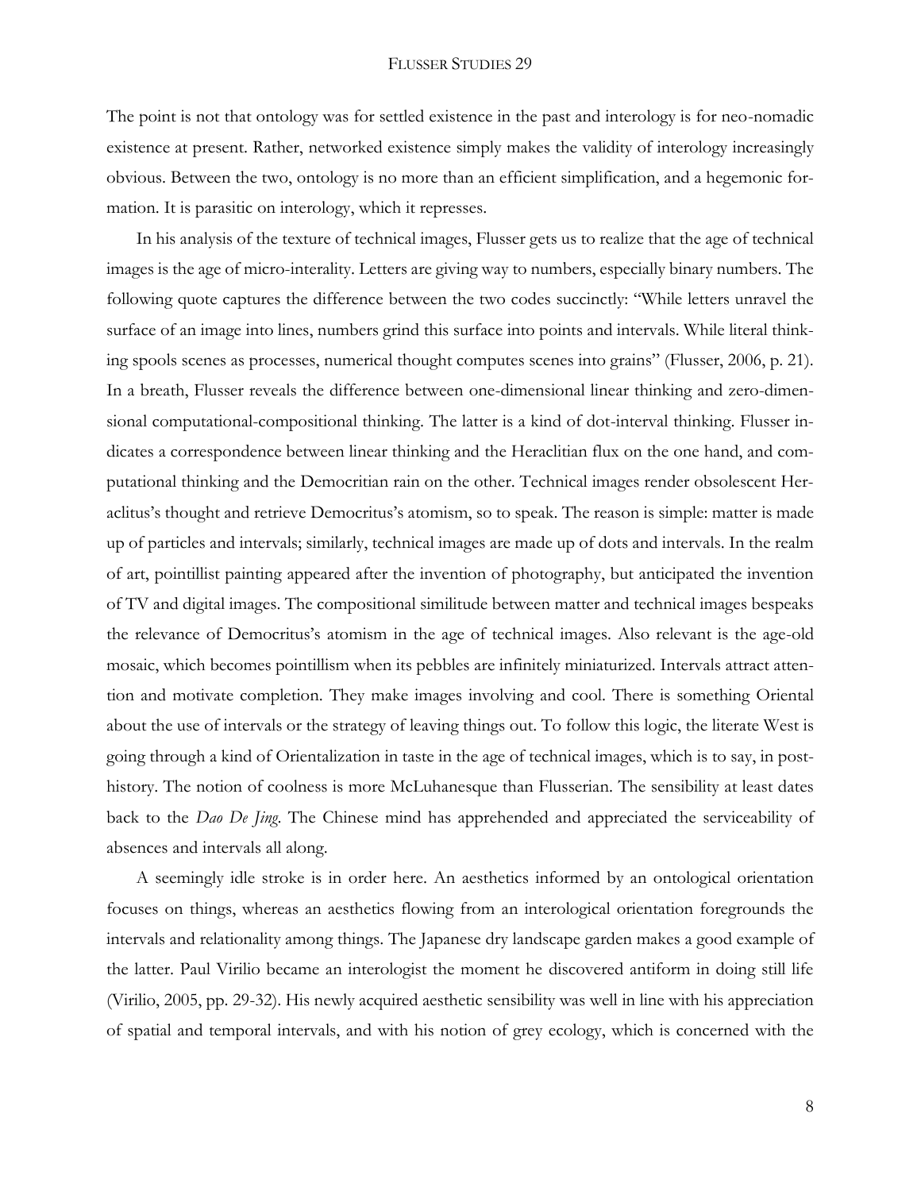The point is not that ontology was for settled existence in the past and interology is for neo-nomadic existence at present. Rather, networked existence simply makes the validity of interology increasingly obvious. Between the two, ontology is no more than an efficient simplification, and a hegemonic formation. It is parasitic on interology, which it represses.

In his analysis of the texture of technical images, Flusser gets us to realize that the age of technical images is the age of micro-interality. Letters are giving way to numbers, especially binary numbers. The following quote captures the difference between the two codes succinctly: "While letters unravel the surface of an image into lines, numbers grind this surface into points and intervals. While literal thinking spools scenes as processes, numerical thought computes scenes into grains" (Flusser, 2006, p. 21). In a breath, Flusser reveals the difference between one-dimensional linear thinking and zero-dimensional computational-compositional thinking. The latter is a kind of dot-interval thinking. Flusser indicates a correspondence between linear thinking and the Heraclitian flux on the one hand, and computational thinking and the Democritian rain on the other. Technical images render obsolescent Heraclitus's thought and retrieve Democritus's atomism, so to speak. The reason is simple: matter is made up of particles and intervals; similarly, technical images are made up of dots and intervals. In the realm of art, pointillist painting appeared after the invention of photography, but anticipated the invention of TV and digital images. The compositional similitude between matter and technical images bespeaks the relevance of Democritus's atomism in the age of technical images. Also relevant is the age-old mosaic, which becomes pointillism when its pebbles are infinitely miniaturized. Intervals attract attention and motivate completion. They make images involving and cool. There is something Oriental about the use of intervals or the strategy of leaving things out. To follow this logic, the literate West is going through a kind of Orientalization in taste in the age of technical images, which is to say, in post-history. The notion of coolness is more McLuhanesque than Flusserian. The sensibility at least dates back to the *Dao De Jing*. The Chinese mind has apprehended and appreciated the serviceability of absences and intervals all along.

A seemingly idle stroke is in order here. An aesthetics informed by an ontological orientation focuses on things, whereas an aesthetics flowing from an interological orientation foregrounds the intervals and relationality among things. The Japanese dry landscape garden makes a good example of the latter. Paul Virilio became an interologist the moment he discovered antiform in doing still life (Virilio, 2005, pp. 29-32). His newly acquired aesthetic sensibility was well in line with his appreciation of spatial and temporal intervals, and with his notion of grey ecology, which is concerned with the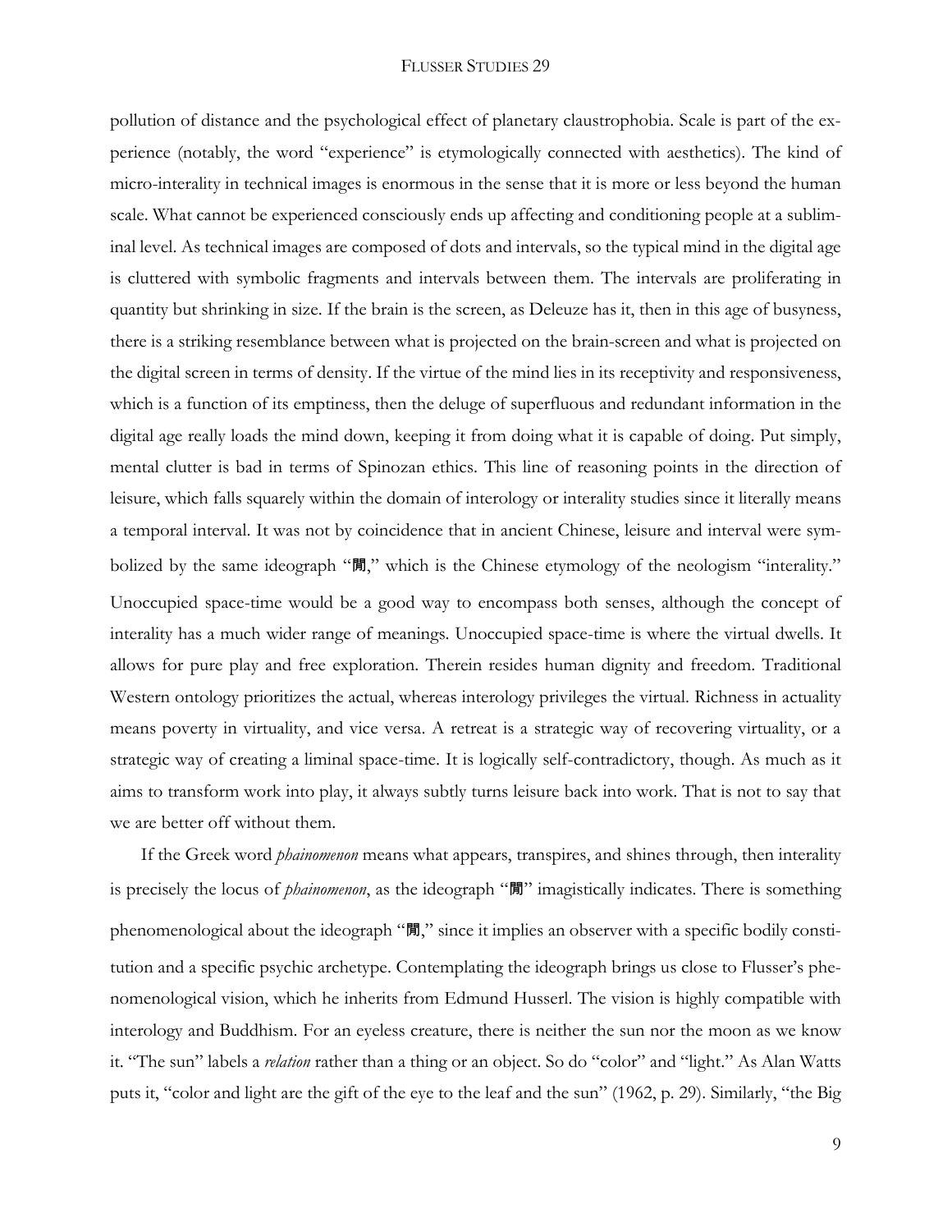pollution of distance and the psychological effect of planetary claustrophobia. Scale is part of the experience (notably, the word "experience" is etymologically connected with aesthetics). The kind of micro-interality in technical images is enormous in the sense that it is more or less beyond the human scale. What cannot be experienced consciously ends up affecting and conditioning people at a subliminal level. As technical images are composed of dots and intervals, so the typical mind in the digital age is cluttered with symbolic fragments and intervals between them. The intervals are proliferating in quantity but shrinking in size. If the brain is the screen, as Deleuze has it, then in this age of busyness, there is a striking resemblance between what is projected on the brain-screen and what is projected on the digital screen in terms of density. If the virtue of the mind lies in its receptivity and responsiveness, which is a function of its emptiness, then the deluge of superfluous and redundant information in the digital age really loads the mind down, keeping it from doing what it is capable of doing. Put simply, mental clutter is bad in terms of Spinozan ethics. This line of reasoning points in the direction of leisure, which falls squarely within the domain of interology or interality studies since it literally means a temporal interval. It was not by coincidence that in ancient Chinese, leisure and interval were symbolized by the same ideograph "閒," which is the Chinese etymology of the neologism "interality." Unoccupied space-time would be a good way to encompass both senses, although the concept of interality has a much wider range of meanings. Unoccupied space-time is where the virtual dwells. It allows for pure play and free exploration. Therein resides human dignity and freedom. Traditional Western ontology prioritizes the actual, whereas interology privileges the virtual. Richness in actuality means poverty in virtuality, and vice versa. A retreat is a strategic way of recovering virtuality, or a strategic way of creating a liminal space-time. It is logically self-contradictory, though. As much as it aims to transform work into play, it always subtly turns leisure back into work. That is not to say that we are better off without them.

If the Greek word *phainomenon* means what appears, transpires, and shines through, then interality is precisely the locus of *phainomenon*, as the ideograph "閒" imagistically indicates. There is something phenomenological about the ideograph "閒," since it implies an observer with a specific bodily constitution and a specific psychic archetype. Contemplating the ideograph brings us close to Flusser's phenomenological vision, which he inherits from Edmund Husserl. The vision is highly compatible with interology and Buddhism. For an eyeless creature, there is neither the sun nor the moon as we know it. "The sun" labels a *relation* rather than a thing or an object. So do "color" and "light." As Alan Watts puts it, "color and light are the gift of the eye to the leaf and the sun" (1962, p. 29). Similarly, "the Big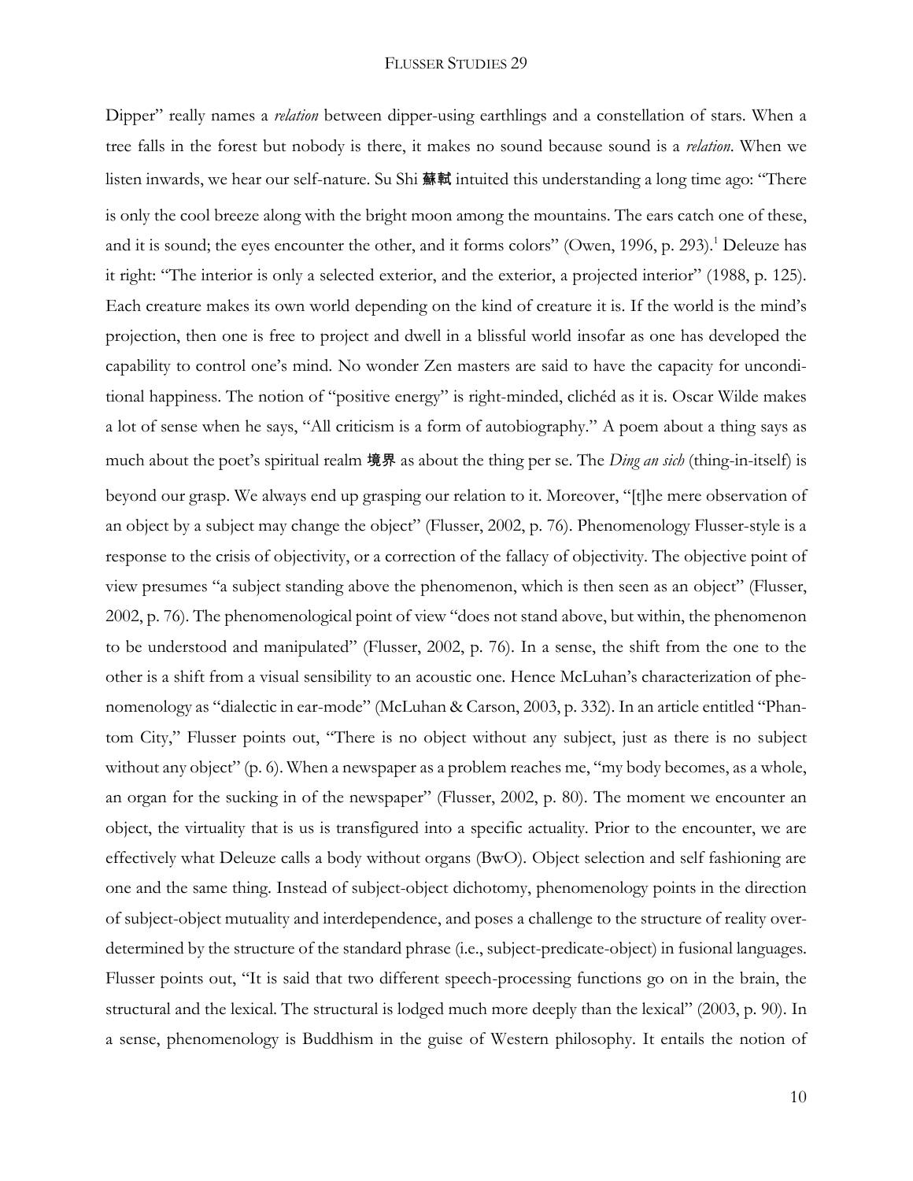Dipper" really names a *relation* between dipper-using earthlings and a constellation of stars. When a tree falls in the forest but nobody is there, it makes no sound because sound is a *relation*. When we listen inwards, we hear our self-nature. Su Shi 蘇軾 intuited this understanding a long time ago: "There is only the cool breeze along with the bright moon among the mountains. The ears catch one of these, and it is sound; the eyes encounter the other, and it forms colors" (Owen, 1996, p. 293).[1] Deleuze has it right: "The interior is only a selected exterior, and the exterior, a projected interior" (1988, p. 125). Each creature makes its own world depending on the kind of creature it is. If the world is the mind's projection, then one is free to project and dwell in a blissful world insofar as one has developed the capability to control one's mind. No wonder Zen masters are said to have the capacity for unconditional happiness. The notion of "positive energy" is right-minded, clichéd as it is. Oscar Wilde makes a lot of sense when he says, "All criticism is a form of autobiography." A poem about a thing says as much about the poet's spiritual realm 境界 as about the thing per se. The *Ding an sich* (thing-in-itself) is beyond our grasp. We always end up grasping our relation to it. Moreover, "[t]he mere observation of an object by a subject may change the object" (Flusser, 2002, p. 76). Phenomenology Flusser-style is a response to the crisis of objectivity, or a correction of the fallacy of objectivity. The objective point of view presumes "a subject standing above the phenomenon, which is then seen as an object" (Flusser, 2002, p. 76). The phenomenological point of view "does not stand above, but within, the phenomenon to be understood and manipulated" (Flusser, 2002, p. 76). In a sense, the shift from the one to the other is a shift from a visual sensibility to an acoustic one. Hence McLuhan's characterization of phenomenology as "dialectic in ear-mode" (McLuhan & Carson, 2003, p. 332). In an article entitled "Phantom City," Flusser points out, "There is no object without any subject, just as there is no subject without any object" (p. 6). When a newspaper as a problem reaches me, "my body becomes, as a whole, an organ for the sucking in of the newspaper" (Flusser, 2002, p. 80). The moment we encounter an object, the virtuality that is us is transfigured into a specific actuality. Prior to the encounter, we are effectively what Deleuze calls a body without organs (BwO). Object selection and self fashioning are one and the same thing. Instead of subject-object dichotomy, phenomenology points in the direction of subject-object mutuality and interdependence, and poses a challenge to the structure of reality overdetermined by the structure of the standard phrase (i.e., subject-predicate-object) in fusional languages. Flusser points out, "It is said that two different speech-processing functions go on in the brain, the structural and the lexical. The structural is lodged much more deeply than the lexical" (2003, p. 90). In a sense, phenomenology is Buddhism in the guise of Western philosophy. It entails the notion of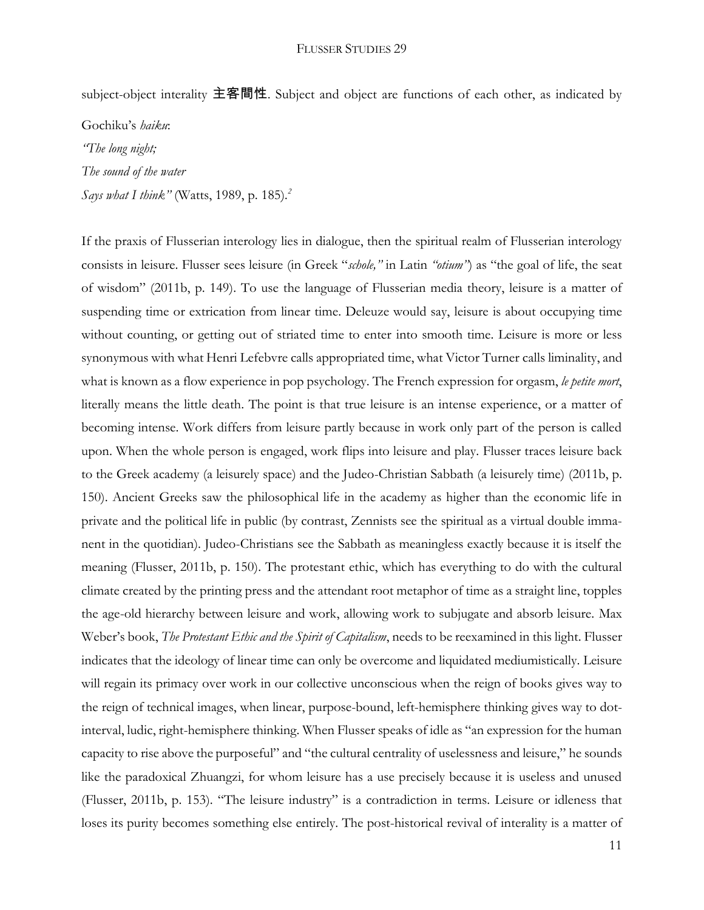subject-object interality 主客間性. Subject and object are functions of each other, as indicated by Gochiku's *haiku*:

*"The long night;*
*The sound of the water*
*Says what I think"* (Watts, 1989, p. 185).[2]

If the praxis of Flusserian interology lies in dialogue, then the spiritual realm of Flusserian interology consists in leisure. Flusser sees leisure (in Greek "*schole,"* in Latin *"otium"*) as "the goal of life, the seat of wisdom" (2011b, p. 149). To use the language of Flusserian media theory, leisure is a matter of suspending time or extrication from linear time. Deleuze would say, leisure is about occupying time without counting, or getting out of striated time to enter into smooth time. Leisure is more or less synonymous with what Henri Lefebvre calls appropriated time, what Victor Turner calls liminality, and what is known as a flow experience in pop psychology. The French expression for orgasm, *le petite mort*, literally means the little death. The point is that true leisure is an intense experience, or a matter of becoming intense. Work differs from leisure partly because in work only part of the person is called upon. When the whole person is engaged, work flips into leisure and play. Flusser traces leisure back to the Greek academy (a leisurely space) and the Judeo-Christian Sabbath (a leisurely time) (2011b, p. 150). Ancient Greeks saw the philosophical life in the academy as higher than the economic life in private and the political life in public (by contrast, Zennists see the spiritual as a virtual double immanent in the quotidian). Judeo-Christians see the Sabbath as meaningless exactly because it is itself the meaning (Flusser, 2011b, p. 150). The protestant ethic, which has everything to do with the cultural climate created by the printing press and the attendant root metaphor of time as a straight line, topples the age-old hierarchy between leisure and work, allowing work to subjugate and absorb leisure. Max Weber's book, *The Protestant Ethic and the Spirit of Capitalism*, needs to be reexamined in this light. Flusser indicates that the ideology of linear time can only be overcome and liquidated mediumistically. Leisure will regain its primacy over work in our collective unconscious when the reign of books gives way to the reign of technical images, when linear, purpose-bound, left-hemisphere thinking gives way to dot-interval, ludic, right-hemisphere thinking. When Flusser speaks of idle as "an expression for the human capacity to rise above the purposeful" and "the cultural centrality of uselessness and leisure," he sounds like the paradoxical Zhuangzi, for whom leisure has a use precisely because it is useless and unused (Flusser, 2011b, p. 153). "The leisure industry" is a contradiction in terms. Leisure or idleness that loses its purity becomes something else entirely. The post-historical revival of interality is a matter of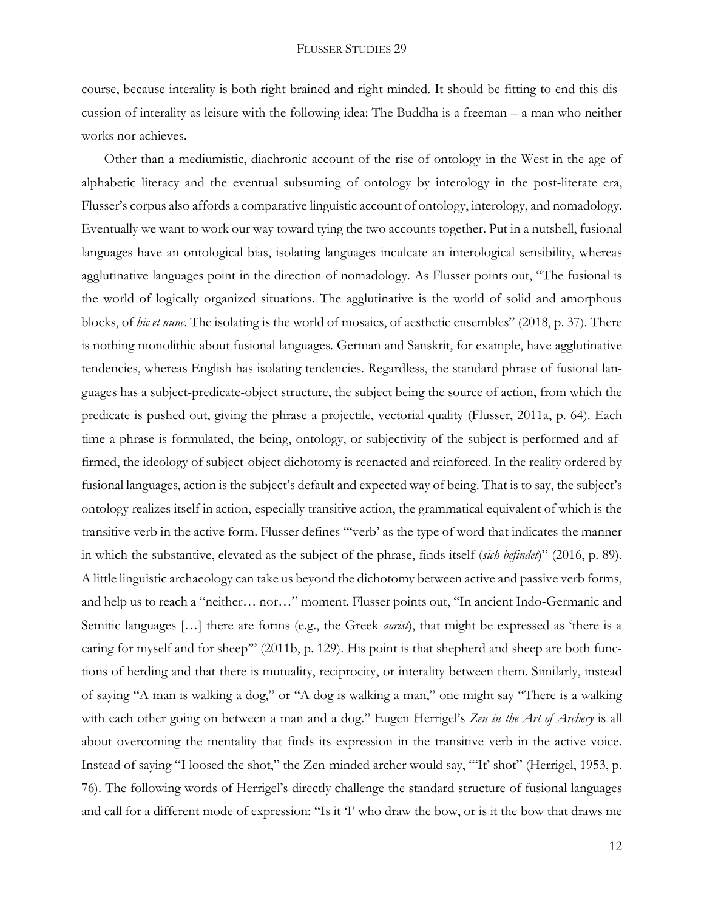course, because interality is both right-brained and right-minded. It should be fitting to end this discussion of interality as leisure with the following idea: The Buddha is a freeman – a man who neither works nor achieves.

Other than a mediumistic, diachronic account of the rise of ontology in the West in the age of alphabetic literacy and the eventual subsuming of ontology by interology in the post-literate era, Flusser's corpus also affords a comparative linguistic account of ontology, interology, and nomadology. Eventually we want to work our way toward tying the two accounts together. Put in a nutshell, fusional languages have an ontological bias, isolating languages inculcate an interological sensibility, whereas agglutinative languages point in the direction of nomadology. As Flusser points out, "The fusional is the world of logically organized situations. The agglutinative is the world of solid and amorphous blocks, of *hic et nunc*. The isolating is the world of mosaics, of aesthetic ensembles" (2018, p. 37). There is nothing monolithic about fusional languages. German and Sanskrit, for example, have agglutinative tendencies, whereas English has isolating tendencies. Regardless, the standard phrase of fusional languages has a subject-predicate-object structure, the subject being the source of action, from which the predicate is pushed out, giving the phrase a projectile, vectorial quality (Flusser, 2011a, p. 64). Each time a phrase is formulated, the being, ontology, or subjectivity of the subject is performed and affirmed, the ideology of subject-object dichotomy is reenacted and reinforced. In the reality ordered by fusional languages, action is the subject's default and expected way of being. That is to say, the subject's ontology realizes itself in action, especially transitive action, the grammatical equivalent of which is the transitive verb in the active form. Flusser defines "'verb' as the type of word that indicates the manner in which the substantive, elevated as the subject of the phrase, finds itself (*sich befindet*)" (2016, p. 89). A little linguistic archaeology can take us beyond the dichotomy between active and passive verb forms, and help us to reach a "neither… nor…" moment. Flusser points out, "In ancient Indo-Germanic and Semitic languages […] there are forms (e.g., the Greek *aorist*), that might be expressed as 'there is a caring for myself and for sheep'" (2011b, p. 129). His point is that shepherd and sheep are both functions of herding and that there is mutuality, reciprocity, or interality between them. Similarly, instead of saying "A man is walking a dog," or "A dog is walking a man," one might say "There is a walking with each other going on between a man and a dog." Eugen Herrigel's *Zen in the Art of Archery* is all about overcoming the mentality that finds its expression in the transitive verb in the active voice. Instead of saying "I loosed the shot," the Zen-minded archer would say, "'It' shot" (Herrigel, 1953, p. 76). The following words of Herrigel's directly challenge the standard structure of fusional languages and call for a different mode of expression: "Is it 'I' who draw the bow, or is it the bow that draws me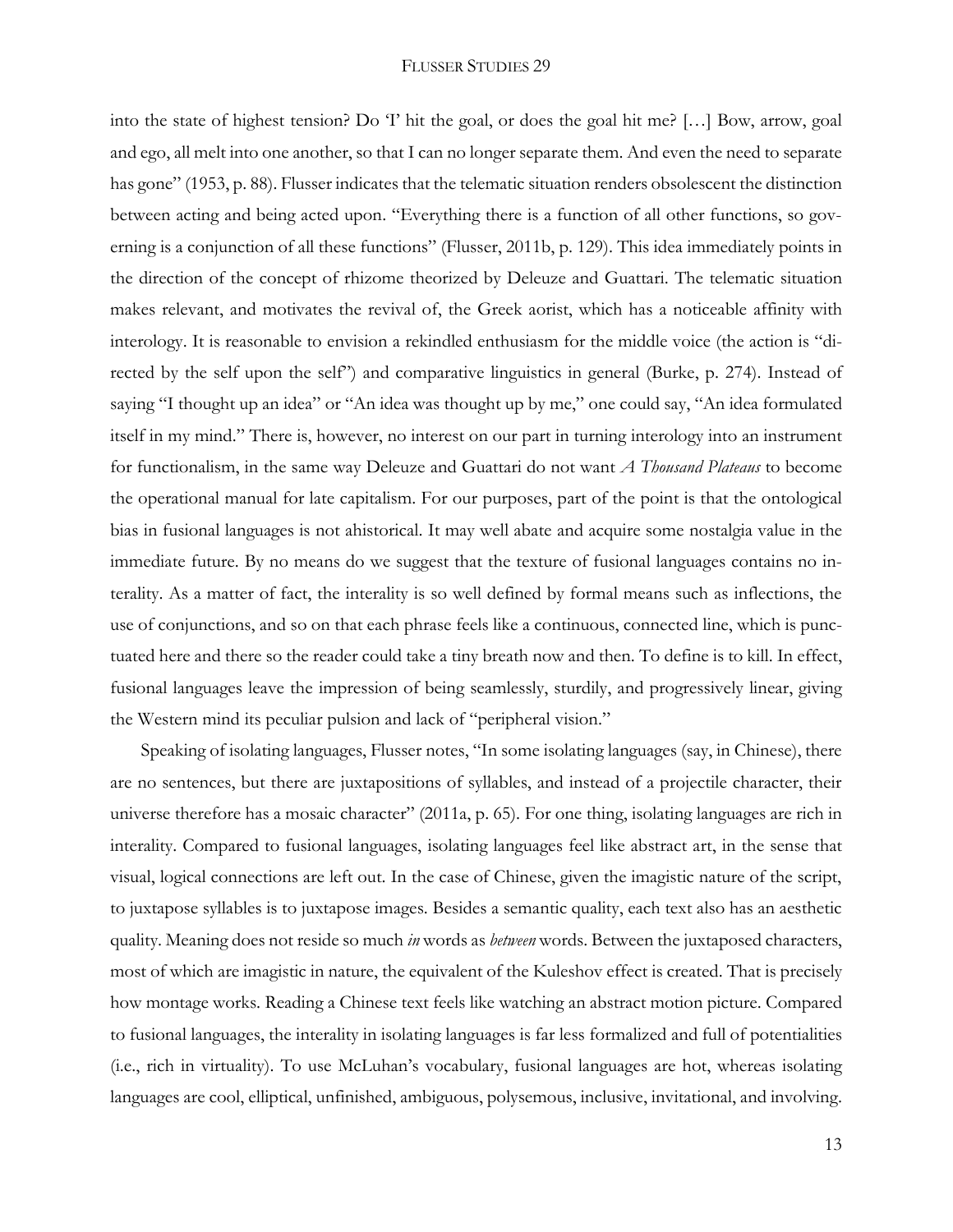into the state of highest tension? Do 'I' hit the goal, or does the goal hit me? […] Bow, arrow, goal and ego, all melt into one another, so that I can no longer separate them. And even the need to separate has gone" (1953, p. 88). Flusser indicates that the telematic situation renders obsolescent the distinction between acting and being acted upon. "Everything there is a function of all other functions, so governing is a conjunction of all these functions" (Flusser, 2011b, p. 129). This idea immediately points in the direction of the concept of rhizome theorized by Deleuze and Guattari. The telematic situation makes relevant, and motivates the revival of, the Greek aorist, which has a noticeable affinity with interology. It is reasonable to envision a rekindled enthusiasm for the middle voice (the action is "directed by the self upon the self") and comparative linguistics in general (Burke, p. 274). Instead of saying "I thought up an idea" or "An idea was thought up by me," one could say, "An idea formulated itself in my mind." There is, however, no interest on our part in turning interology into an instrument for functionalism, in the same way Deleuze and Guattari do not want *A Thousand Plateaus* to become the operational manual for late capitalism. For our purposes, part of the point is that the ontological bias in fusional languages is not ahistorical. It may well abate and acquire some nostalgia value in the immediate future. By no means do we suggest that the texture of fusional languages contains no interality. As a matter of fact, the interality is so well defined by formal means such as inflections, the use of conjunctions, and so on that each phrase feels like a continuous, connected line, which is punctuated here and there so the reader could take a tiny breath now and then. To define is to kill. In effect, fusional languages leave the impression of being seamlessly, sturdily, and progressively linear, giving the Western mind its peculiar pulsion and lack of "peripheral vision."

Speaking of isolating languages, Flusser notes, "In some isolating languages (say, in Chinese), there are no sentences, but there are juxtapositions of syllables, and instead of a projectile character, their universe therefore has a mosaic character" (2011a, p. 65). For one thing, isolating languages are rich in interality. Compared to fusional languages, isolating languages feel like abstract art, in the sense that visual, logical connections are left out. In the case of Chinese, given the imagistic nature of the script, to juxtapose syllables is to juxtapose images. Besides a semantic quality, each text also has an aesthetic quality. Meaning does not reside so much *in* words as *between* words. Between the juxtaposed characters, most of which are imagistic in nature, the equivalent of the Kuleshov effect is created. That is precisely how montage works. Reading a Chinese text feels like watching an abstract motion picture. Compared to fusional languages, the interality in isolating languages is far less formalized and full of potentialities (i.e., rich in virtuality). To use McLuhan's vocabulary, fusional languages are hot, whereas isolating languages are cool, elliptical, unfinished, ambiguous, polysemous, inclusive, invitational, and involving.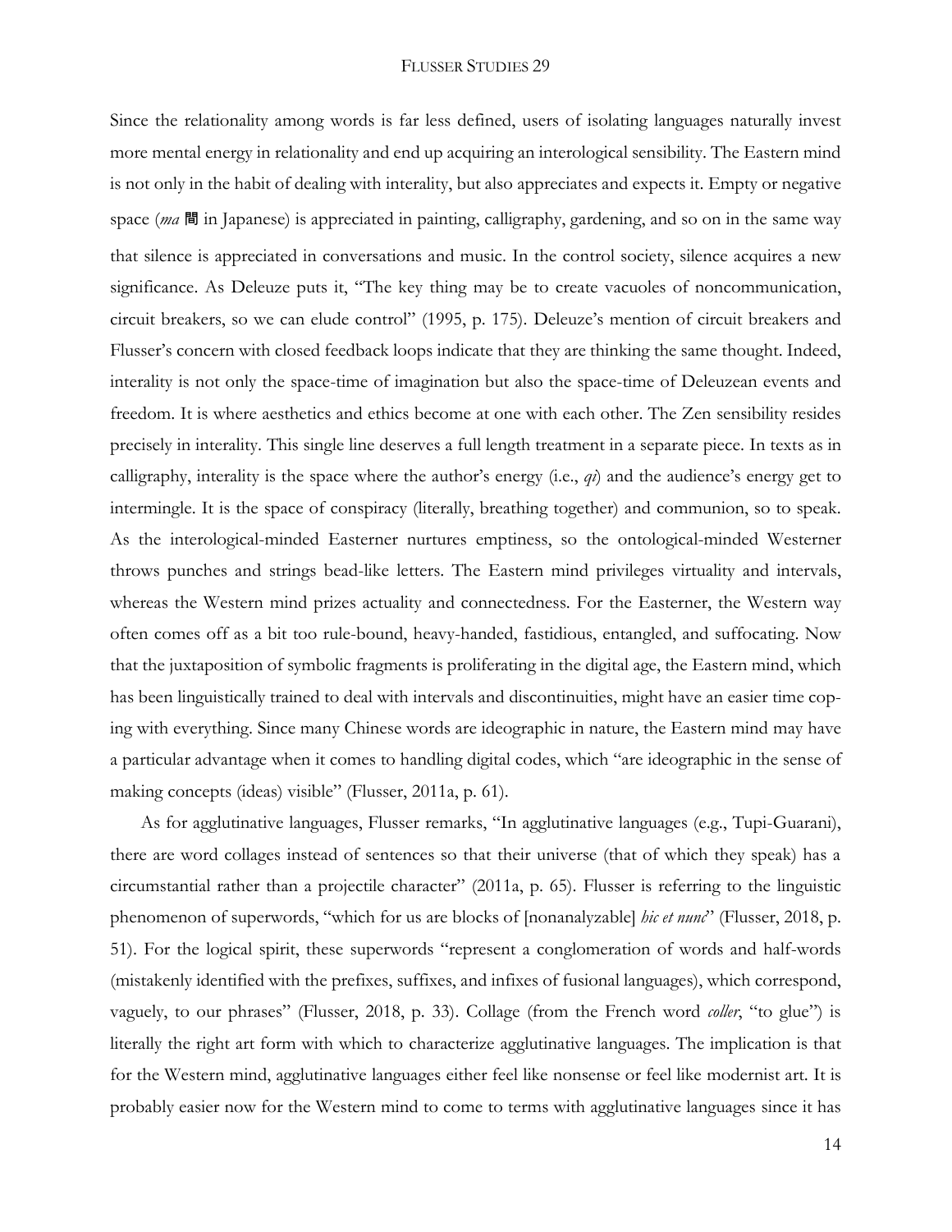Since the relationality among words is far less defined, users of isolating languages naturally invest more mental energy in relationality and end up acquiring an interological sensibility. The Eastern mind is not only in the habit of dealing with interality, but also appreciates and expects it. Empty or negative space (*ma* 間 in Japanese) is appreciated in painting, calligraphy, gardening, and so on in the same way that silence is appreciated in conversations and music. In the control society, silence acquires a new significance. As Deleuze puts it, "The key thing may be to create vacuoles of noncommunication, circuit breakers, so we can elude control" (1995, p. 175). Deleuze's mention of circuit breakers and Flusser's concern with closed feedback loops indicate that they are thinking the same thought. Indeed, interality is not only the space-time of imagination but also the space-time of Deleuzean events and freedom. It is where aesthetics and ethics become at one with each other. The Zen sensibility resides precisely in interality. This single line deserves a full length treatment in a separate piece. In texts as in calligraphy, interality is the space where the author's energy (i.e., *qi*) and the audience's energy get to intermingle. It is the space of conspiracy (literally, breathing together) and communion, so to speak. As the interological-minded Easterner nurtures emptiness, so the ontological-minded Westerner throws punches and strings bead-like letters. The Eastern mind privileges virtuality and intervals, whereas the Western mind prizes actuality and connectedness. For the Easterner, the Western way often comes off as a bit too rule-bound, heavy-handed, fastidious, entangled, and suffocating. Now that the juxtaposition of symbolic fragments is proliferating in the digital age, the Eastern mind, which has been linguistically trained to deal with intervals and discontinuities, might have an easier time coping with everything. Since many Chinese words are ideographic in nature, the Eastern mind may have a particular advantage when it comes to handling digital codes, which "are ideographic in the sense of making concepts (ideas) visible" (Flusser, 2011a, p. 61).

As for agglutinative languages, Flusser remarks, "In agglutinative languages (e.g., Tupi-Guarani), there are word collages instead of sentences so that their universe (that of which they speak) has a circumstantial rather than a projectile character" (2011a, p. 65). Flusser is referring to the linguistic phenomenon of superwords, "which for us are blocks of [nonanalyzable] *hic et nunc*" (Flusser, 2018, p. 51). For the logical spirit, these superwords "represent a conglomeration of words and half-words (mistakenly identified with the prefixes, suffixes, and infixes of fusional languages), which correspond, vaguely, to our phrases" (Flusser, 2018, p. 33). Collage (from the French word *coller*, "to glue") is literally the right art form with which to characterize agglutinative languages. The implication is that for the Western mind, agglutinative languages either feel like nonsense or feel like modernist art. It is probably easier now for the Western mind to come to terms with agglutinative languages since it has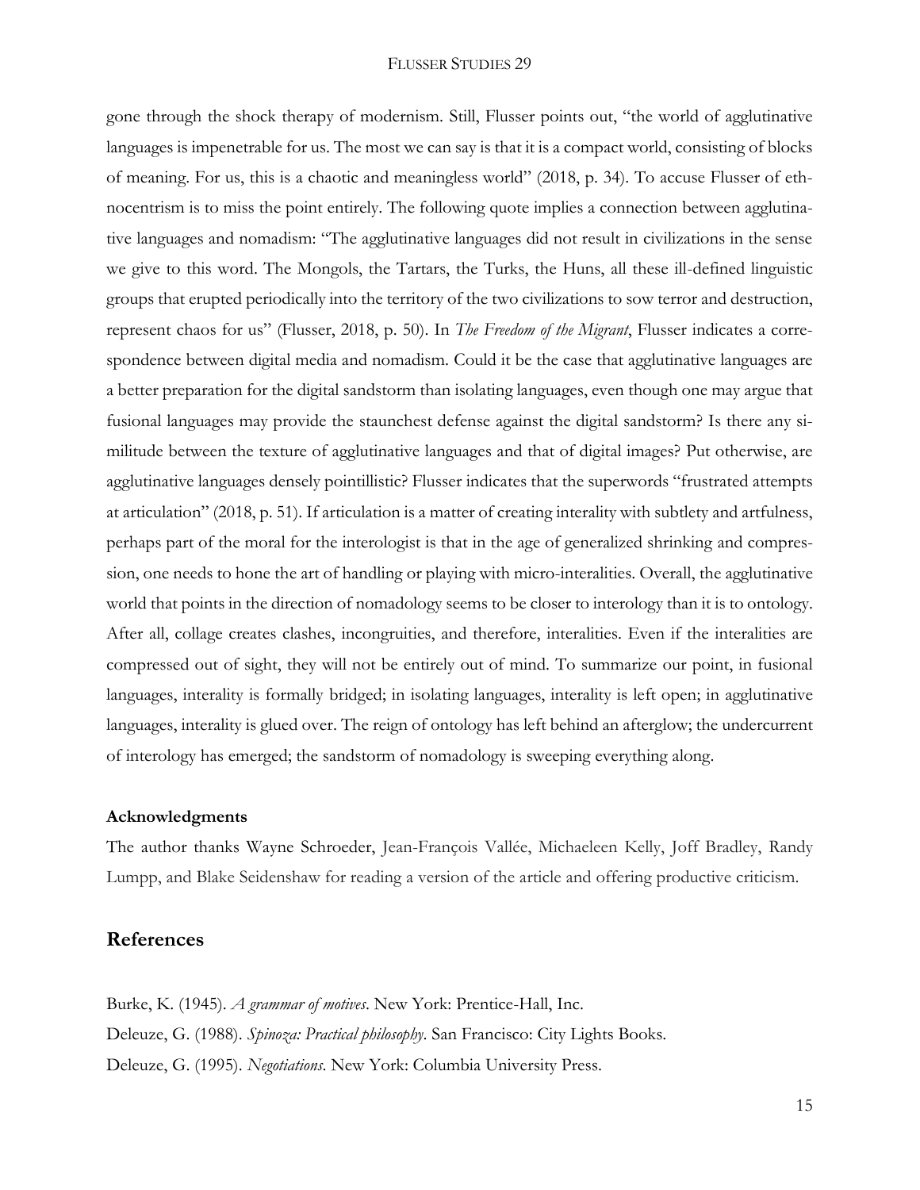gone through the shock therapy of modernism. Still, Flusser points out, "the world of agglutinative languages is impenetrable for us. The most we can say is that it is a compact world, consisting of blocks of meaning. For us, this is a chaotic and meaningless world" (2018, p. 34). To accuse Flusser of ethnocentrism is to miss the point entirely. The following quote implies a connection between agglutinative languages and nomadism: "The agglutinative languages did not result in civilizations in the sense we give to this word. The Mongols, the Tartars, the Turks, the Huns, all these ill-defined linguistic groups that erupted periodically into the territory of the two civilizations to sow terror and destruction, represent chaos for us" (Flusser, 2018, p. 50). In *The Freedom of the Migrant*, Flusser indicates a correspondence between digital media and nomadism. Could it be the case that agglutinative languages are a better preparation for the digital sandstorm than isolating languages, even though one may argue that fusional languages may provide the staunchest defense against the digital sandstorm? Is there any similitude between the texture of agglutinative languages and that of digital images? Put otherwise, are agglutinative languages densely pointillistic? Flusser indicates that the superwords "frustrated attempts at articulation" (2018, p. 51). If articulation is a matter of creating interality with subtlety and artfulness, perhaps part of the moral for the interologist is that in the age of generalized shrinking and compression, one needs to hone the art of handling or playing with micro-interalities. Overall, the agglutinative world that points in the direction of nomadology seems to be closer to interology than it is to ontology. After all, collage creates clashes, incongruities, and therefore, interalities. Even if the interalities are compressed out of sight, they will not be entirely out of mind. To summarize our point, in fusional languages, interality is formally bridged; in isolating languages, interality is left open; in agglutinative languages, interality is glued over. The reign of ontology has left behind an afterglow; the undercurrent of interology has emerged; the sandstorm of nomadology is sweeping everything along.

**Acknowledgments**

The author thanks Wayne Schroeder, Jean-François Vallée, Michaeleen Kelly, Joff Bradley, Randy Lumpp, and Blake Seidenshaw for reading a version of the article and offering productive criticism.

## References

Burke, K. (1945). *A grammar of motives*. New York: Prentice-Hall, Inc.

Deleuze, G. (1988). *Spinoza: Practical philosophy*. San Francisco: City Lights Books.

Deleuze, G. (1995). *Negotiations*. New York: Columbia University Press.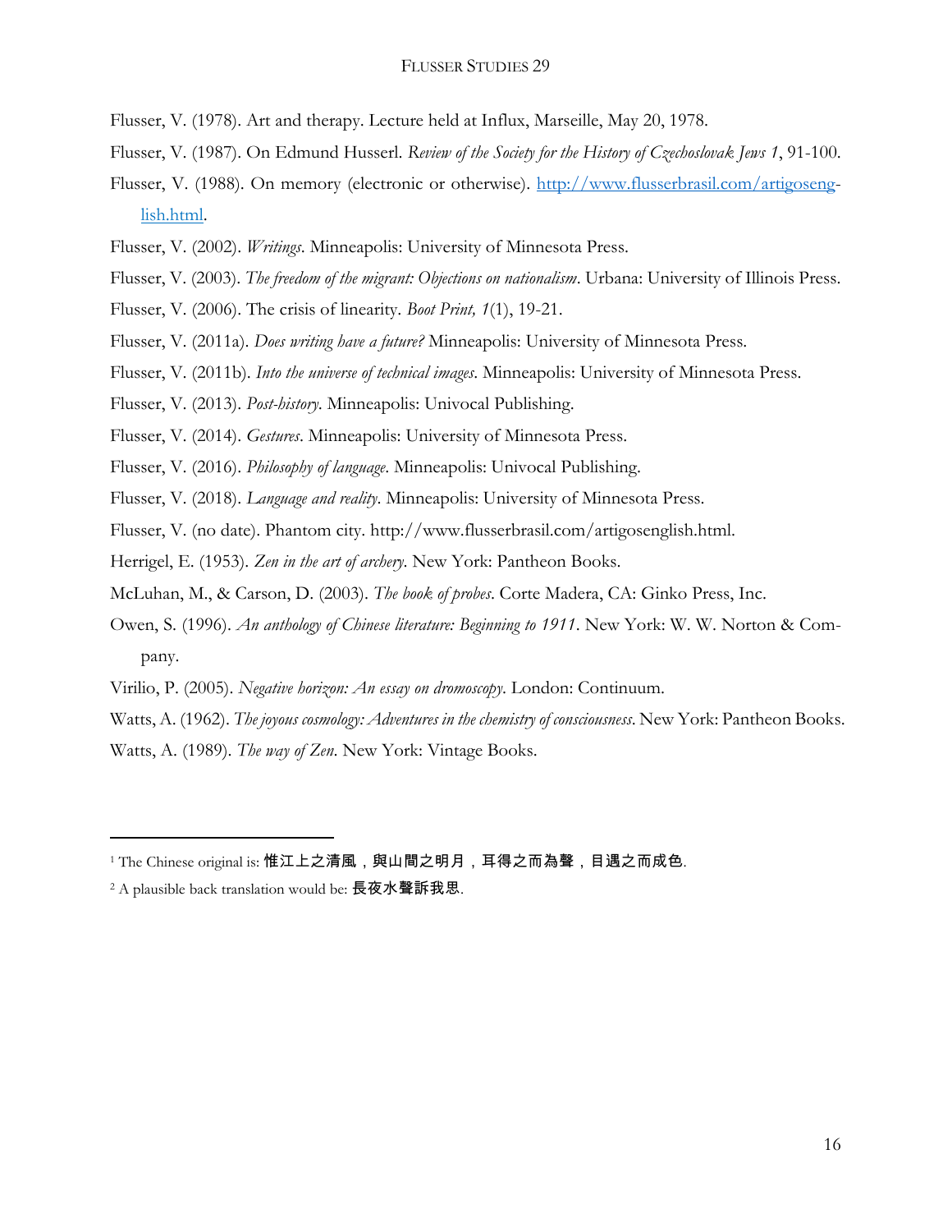Flusser, V. (1978). Art and therapy. Lecture held at Influx, Marseille, May 20, 1978.

Flusser, V. (1987). On Edmund Husserl. *Review of the Society for the History of Czechoslovak Jews 1*, 91-100.

Flusser, V. (1988). On memory (electronic or otherwise). http://www.flusserbrasil.com/artigosenglish.html.

Flusser, V. (2002). *Writings*. Minneapolis: University of Minnesota Press.

Flusser, V. (2003). *The freedom of the migrant: Objections on nationalism*. Urbana: University of Illinois Press.

Flusser, V. (2006). The crisis of linearity. *Boot Print, 1*(1), 19-21.

Flusser, V. (2011a). *Does writing have a future?* Minneapolis: University of Minnesota Press.

Flusser, V. (2011b). *Into the universe of technical images*. Minneapolis: University of Minnesota Press.

Flusser, V. (2013). *Post-history*. Minneapolis: Univocal Publishing.

Flusser, V. (2014). *Gestures*. Minneapolis: University of Minnesota Press.

Flusser, V. (2016). *Philosophy of language*. Minneapolis: Univocal Publishing.

Flusser, V. (2018). *Language and reality*. Minneapolis: University of Minnesota Press.

Flusser, V. (no date). Phantom city. http://www.flusserbrasil.com/artigosenglish.html.

Herrigel, E. (1953). *Zen in the art of archery*. New York: Pantheon Books.

McLuhan, M., & Carson, D. (2003). *The book of probes*. Corte Madera, CA: Ginko Press, Inc.

Owen, S. (1996). *An anthology of Chinese literature: Beginning to 1911*. New York: W. W. Norton & Company.

Virilio, P. (2005). *Negative horizon: An essay on dromoscopy*. London: Continuum.

Watts, A. (1962). *The joyous cosmology: Adventures in the chemistry of consciousness*. New York: Pantheon Books.

Watts, A. (1989). *The way of Zen*. New York: Vintage Books.

---

[1] The Chinese original is: 惟江上之清風，與山間之明月，耳得之而為聲，目遇之而成色.

[2] A plausible back translation would be: 長夜水聲訴我思.